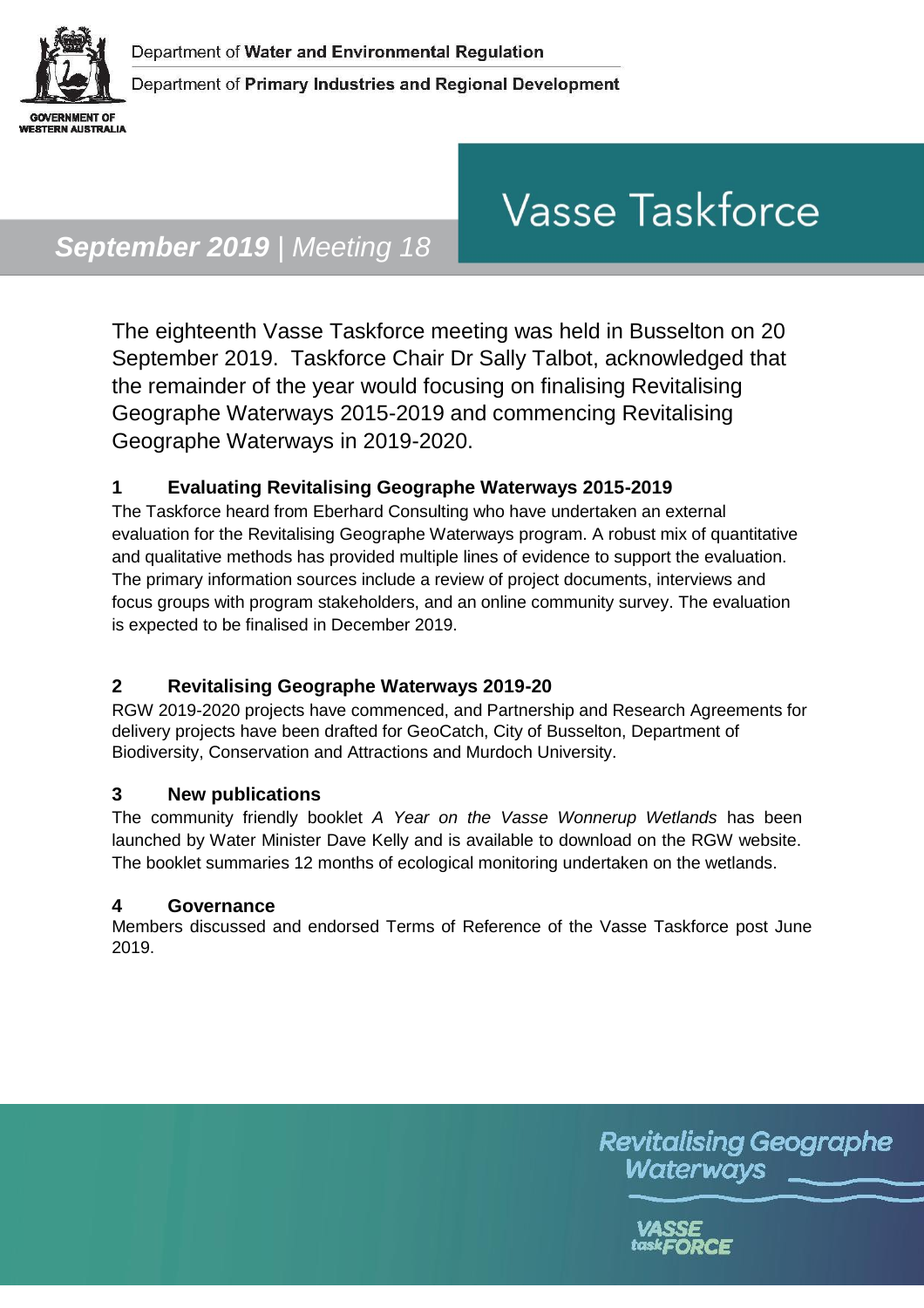Department of **Water and Environmental Regulation**

Department of **Primary Industries and Regional Development**

GOVERNMENT OF WESTERN AUSTRALIA

# Vasse Taskforce

***September 2019*** | *Meeting 18*

The eighteenth Vasse Taskforce meeting was held in Busselton on 20 September 2019. Taskforce Chair Dr Sally Talbot, acknowledged that the remainder of the year would focusing on finalising Revitalising Geographe Waterways 2015-2019 and commencing Revitalising Geographe Waterways in 2019-2020.

## 1 Evaluating Revitalising Geographe Waterways 2015-2019

The Taskforce heard from Eberhard Consulting who have undertaken an external evaluation for the Revitalising Geographe Waterways program. A robust mix of quantitative and qualitative methods has provided multiple lines of evidence to support the evaluation. The primary information sources include a review of project documents, interviews and focus groups with program stakeholders, and an online community survey. The evaluation is expected to be finalised in December 2019.

## 2 Revitalising Geographe Waterways 2019-20

RGW 2019-2020 projects have commenced, and Partnership and Research Agreements for delivery projects have been drafted for GeoCatch, City of Busselton, Department of Biodiversity, Conservation and Attractions and Murdoch University.

## 3 New publications

The community friendly booklet *A Year on the Vasse Wonnerup Wetlands* has been launched by Water Minister Dave Kelly and is available to download on the RGW website. The booklet summaries 12 months of ecological monitoring undertaken on the wetlands.

## 4 Governance

Members discussed and endorsed Terms of Reference of the Vasse Taskforce post June 2019.

Revitalising Geographe Waterways

VASSE taskFORCE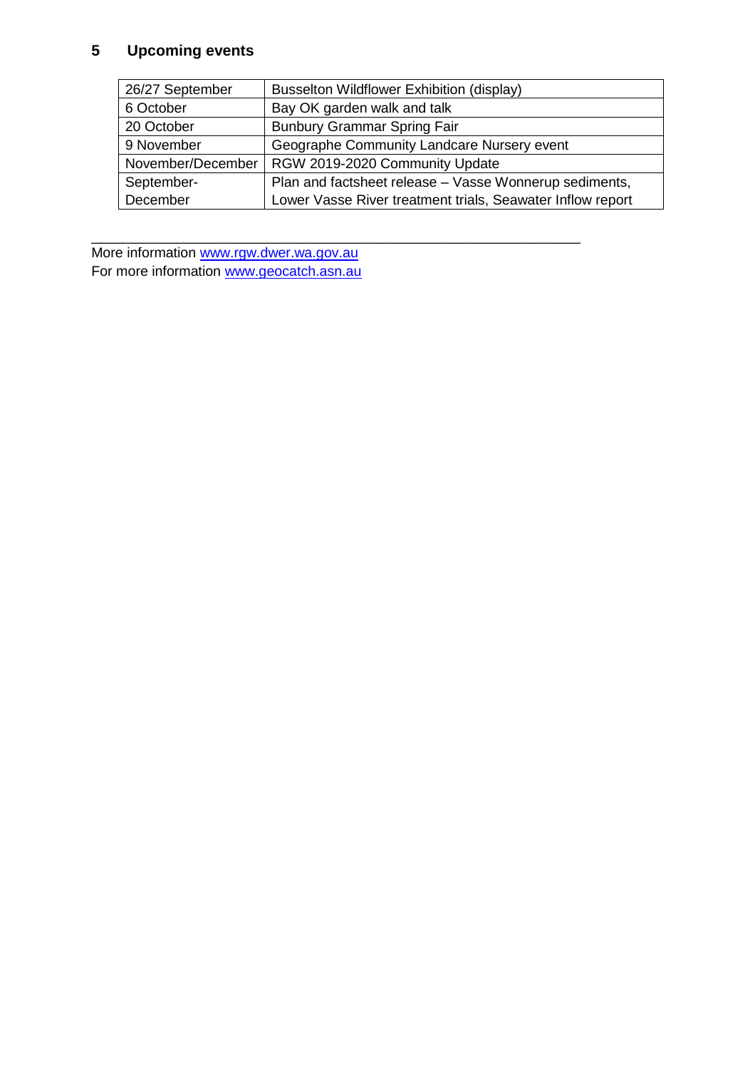## 5 Upcoming events

| | |
|---|---|
| 26/27 September | Busselton Wildflower Exhibition (display) |
| 6 October | Bay OK garden walk and talk |
| 20 October | Bunbury Grammar Spring Fair |
| 9 November | Geographe Community Landcare Nursery event |
| November/December | RGW 2019-2020 Community Update |
| September-December | Plan and factsheet release – Vasse Wonnerup sediments, Lower Vasse River treatment trials, Seawater Inflow report |

---

More information www.rgw.dwer.wa.gov.au
For more information www.geocatch.asn.au